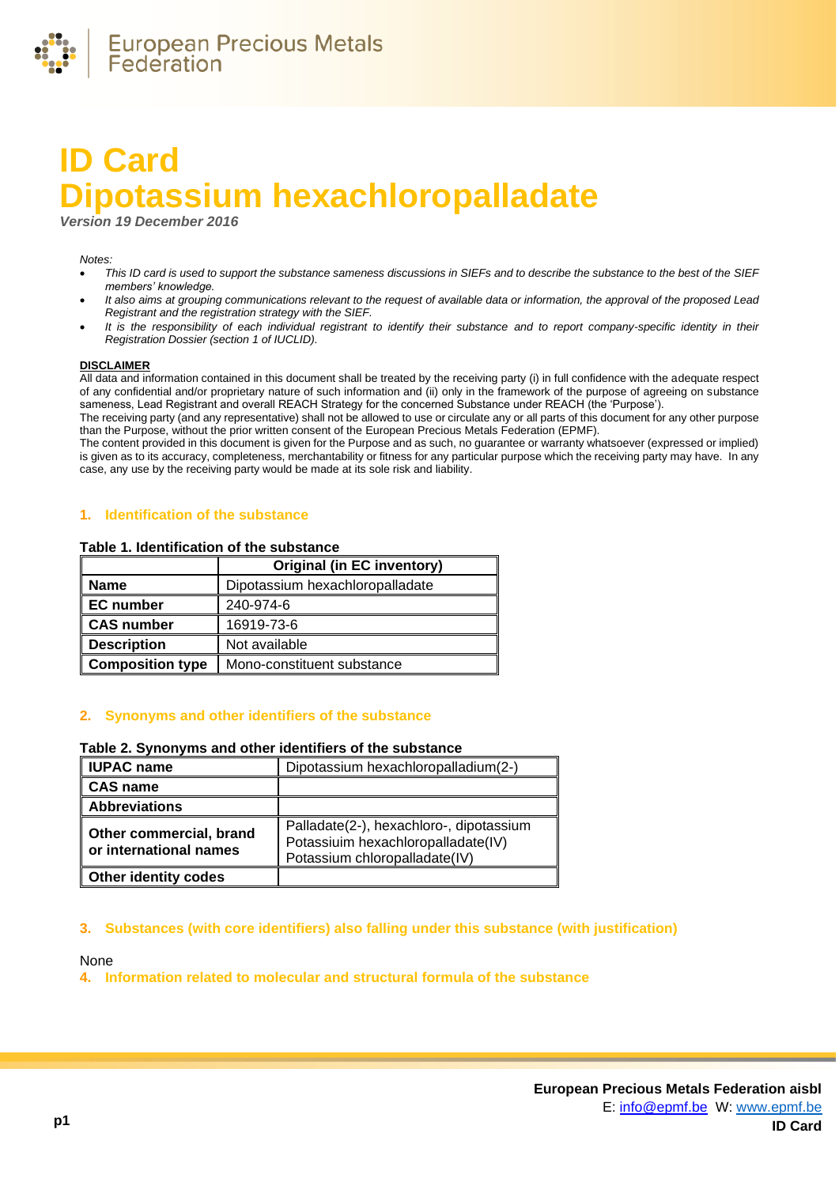# ID Card
# Dipotassium hexachloropalladate

*Version 19 December 2016*

*Notes:*

- *This ID card is used to support the substance sameness discussions in SIEFs and to describe the substance to the best of the SIEF members' knowledge.*
- *It also aims at grouping communications relevant to the request of available data or information, the approval of the proposed Lead Registrant and the registration strategy with the SIEF.*
- *It is the responsibility of each individual registrant to identify their substance and to report company-specific identity in their Registration Dossier (section 1 of IUCLID).*

**DISCLAIMER**

All data and information contained in this document shall be treated by the receiving party (i) in full confidence with the adequate respect of any confidential and/or proprietary nature of such information and (ii) only in the framework of the purpose of agreeing on substance sameness, Lead Registrant and overall REACH Strategy for the concerned Substance under REACH (the 'Purpose').
The receiving party (and any representative) shall not be allowed to use or circulate any or all parts of this document for any other purpose than the Purpose, without the prior written consent of the European Precious Metals Federation (EPMF).
The content provided in this document is given for the Purpose and as such, no guarantee or warranty whatsoever (expressed or implied) is given as to its accuracy, completeness, merchantability or fitness for any particular purpose which the receiving party may have. In any case, any use by the receiving party would be made at its sole risk and liability.

## 1. Identification of the substance

**Table 1. Identification of the substance**

| | Original (in EC inventory) |
|---|---|
| **Name** | Dipotassium hexachloropalladate |
| **EC number** | 240-974-6 |
| **CAS number** | 16919-73-6 |
| **Description** | Not available |
| **Composition type** | Mono-constituent substance |

## 2. Synonyms and other identifiers of the substance

**Table 2. Synonyms and other identifiers of the substance**

| | |
|---|---|
| **IUPAC name** | Dipotassium hexachloropalladium(2-) |
| **CAS name** | |
| **Abbreviations** | |
| **Other commercial, brand or international names** | Palladate(2-), hexachloro-, dipotassium<br>Potassiuim hexachloropalladate(IV)<br>Potassium chloropalladate(IV) |
| **Other identity codes** | |

## 3. Substances (with core identifiers) also falling under this substance (with justification)

None

## 4. Information related to molecular and structural formula of the substance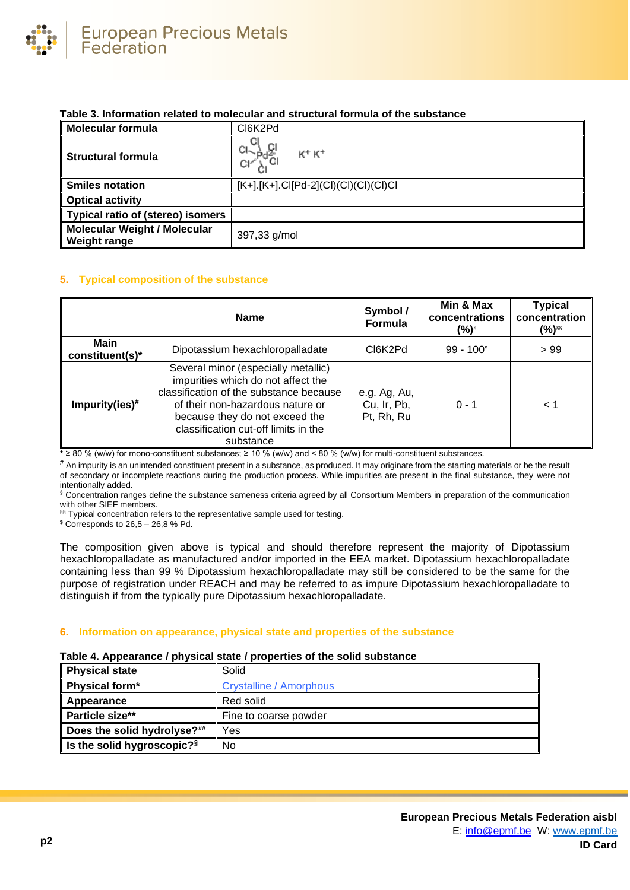**Table 3. Information related to molecular and structural formula of the substance**

| Molecular formula | Cl6K2Pd |
|---|---|
| Structural formula | $K^+$ $K^+$ $[PdCl_6]^{2-}$ |
| Smiles notation | [K+].[K+].Cl[Pd-2](Cl)(Cl)(Cl)(Cl)Cl |
| Optical activity | |
| Typical ratio of (stereo) isomers | |
| Molecular Weight / Molecular Weight range | 397,33 g/mol |

## 5. Typical composition of the substance

| | Name | Symbol / Formula | Min & Max concentrations (%)[§] | Typical concentration (%)[§§] |
|---|---|---|---|---|
| Main constituent(s)* | Dipotassium hexachloropalladate | Cl6K2Pd | 99 - 100[$] | > 99 |
| Impurity(ies)[#] | Several minor (especially metallic) impurities which do not affect the classification of the substance because of their non-hazardous nature or because they do not exceed the classification cut-off limits in the substance | e.g. Ag, Au, Cu, Ir, Pb, Pt, Rh, Ru | 0 - 1 | < 1 |

**\*** ≥ 80 % (w/w) for mono-constituent substances; ≥ 10 % (w/w) and < 80 % (w/w) for multi-constituent substances.

**#** An impurity is an unintended constituent present in a substance, as produced. It may originate from the starting materials or be the result of secondary or incomplete reactions during the production process. While impurities are present in the final substance, they were not intentionally added.

§ Concentration ranges define the substance sameness criteria agreed by all Consortium Members in preparation of the communication with other SIEF members.

§§ Typical concentration refers to the representative sample used for testing.

$ Corresponds to 26,5 – 26,8 % Pd.

The composition given above is typical and should therefore represent the majority of Dipotassium hexachloropalladate as manufactured and/or imported in the EEA market. Dipotassium hexachloropalladate containing less than 99 % Dipotassium hexachloropalladate may still be considered to be the same for the purpose of registration under REACH and may be referred to as impure Dipotassium hexachloropalladate to distinguish if from the typically pure Dipotassium hexachloropalladate.

## 6. Information on appearance, physical state and properties of the substance

**Table 4. Appearance / physical state / properties of the solid substance**

| Physical state | Solid |
|---|---|
| Physical form* | Crystalline / Amorphous |
| Appearance | Red solid |
| Particle size** | Fine to coarse powder |
| Does the solid hydrolyse?[##] | Yes |
| Is the solid hygroscopic?[§] | No |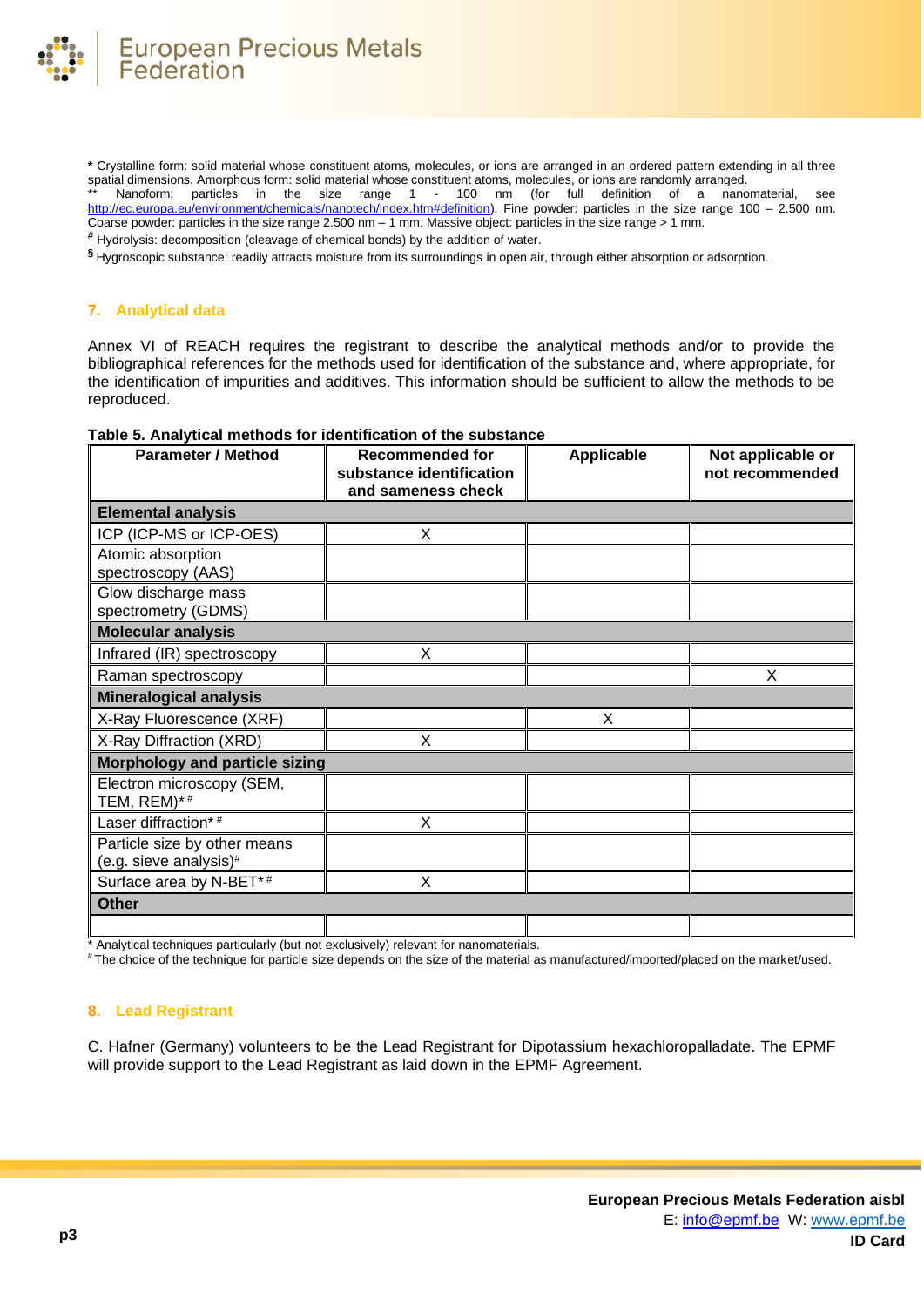**\*** Crystalline form: solid material whose constituent atoms, molecules, or ions are arranged in an ordered pattern extending in all three spatial dimensions. Amorphous form: solid material whose constituent atoms, molecules, or ions are randomly arranged.
\*\* Nanoform: particles in the size range 1 - 100 nm (for full definition of a nanomaterial, see http://ec.europa.eu/environment/chemicals/nanotech/index.htm#definition). Fine powder: particles in the size range 100 – 2.500 nm. Coarse powder: particles in the size range 2.500 nm – 1 mm. Massive object: particles in the size range > 1 mm.
**#** Hydrolysis: decomposition (cleavage of chemical bonds) by the addition of water.
**§** Hygroscopic substance: readily attracts moisture from its surroundings in open air, through either absorption or adsorption.

## 7. Analytical data

Annex VI of REACH requires the registrant to describe the analytical methods and/or to provide the bibliographical references for the methods used for identification of the substance and, where appropriate, for the identification of impurities and additives. This information should be sufficient to allow the methods to be reproduced.

**Table 5. Analytical methods for identification of the substance**

| Parameter / Method | Recommended for substance identification and sameness check | Applicable | Not applicable or not recommended |
|---|---|---|---|
| **Elemental analysis** | | | |
| ICP (ICP-MS or ICP-OES) | X | | |
| Atomic absorption spectroscopy (AAS) | | | |
| Glow discharge mass spectrometry (GDMS) | | | |
| **Molecular analysis** | | | |
| Infrared (IR) spectroscopy | X | | |
| Raman spectroscopy | | | X |
| **Mineralogical analysis** | | | |
| X-Ray Fluorescence (XRF) | | X | |
| X-Ray Diffraction (XRD) | X | | |
| **Morphology and particle sizing** | | | |
| Electron microscopy (SEM, TEM, REM)\* # | | | |
| Laser diffraction\* # | X | | |
| Particle size by other means (e.g. sieve analysis)# | | | |
| Surface area by N-BET\* # | X | | |
| **Other** | | | |
| | | | |

\* Analytical techniques particularly (but not exclusively) relevant for nanomaterials.
\# The choice of the technique for particle size depends on the size of the material as manufactured/imported/placed on the market/used.

## 8. Lead Registrant

C. Hafner (Germany) volunteers to be the Lead Registrant for Dipotassium hexachloropalladate. The EPMF will provide support to the Lead Registrant as laid down in the EPMF Agreement.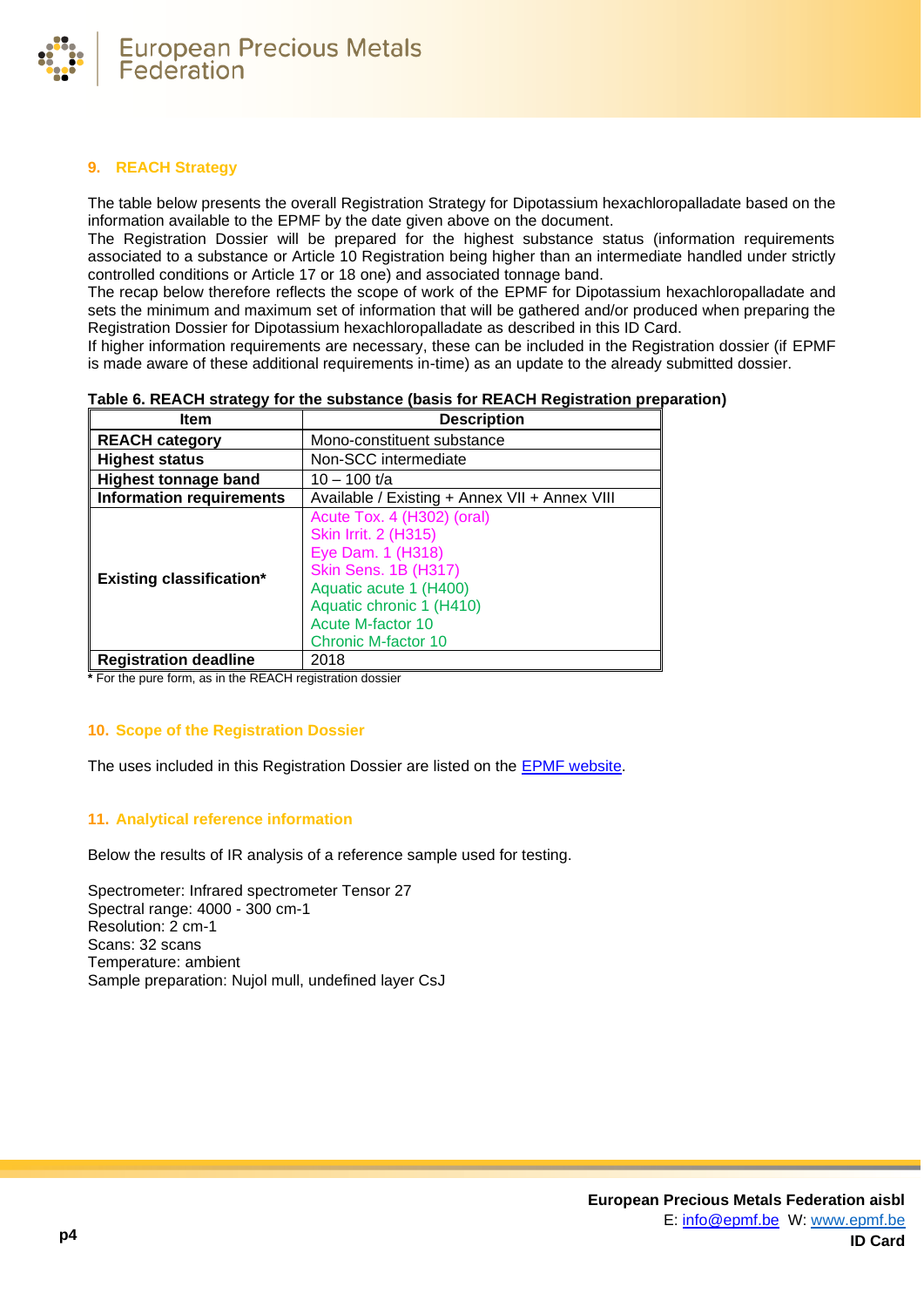## 9. REACH Strategy

The table below presents the overall Registration Strategy for Dipotassium hexachloropalladate based on the information available to the EPMF by the date given above on the document.
The Registration Dossier will be prepared for the highest substance status (information requirements associated to a substance or Article 10 Registration being higher than an intermediate handled under strictly controlled conditions or Article 17 or 18 one) and associated tonnage band.
The recap below therefore reflects the scope of work of the EPMF for Dipotassium hexachloropalladate and sets the minimum and maximum set of information that will be gathered and/or produced when preparing the Registration Dossier for Dipotassium hexachloropalladate as described in this ID Card.
If higher information requirements are necessary, these can be included in the Registration dossier (if EPMF is made aware of these additional requirements in-time) as an update to the already submitted dossier.

**Table 6. REACH strategy for the substance (basis for REACH Registration preparation)**

| Item | Description |
|---|---|
| **REACH category** | Mono-constituent substance |
| **Highest status** | Non-SCC intermediate |
| **Highest tonnage band** | 10 – 100 t/a |
| **Information requirements** | Available / Existing + Annex VII + Annex VIII |
| **Existing classification*** | Acute Tox. 4 (H302) (oral)<br>Skin Irrit. 2 (H315)<br>Eye Dam. 1 (H318)<br>Skin Sens. 1B (H317)<br>Aquatic acute 1 (H400)<br>Aquatic chronic 1 (H410)<br>Acute M-factor 10<br>Chronic M-factor 10 |
| **Registration deadline** | 2018 |

**\*** For the pure form, as in the REACH registration dossier

## 10. Scope of the Registration Dossier

The uses included in this Registration Dossier are listed on the EPMF website.

## 11. Analytical reference information

Below the results of IR analysis of a reference sample used for testing.

Spectrometer: Infrared spectrometer Tensor 27
Spectral range: 4000 - 300 cm-1
Resolution: 2 cm-1
Scans: 32 scans
Temperature: ambient
Sample preparation: Nujol mull, undefined layer CsJ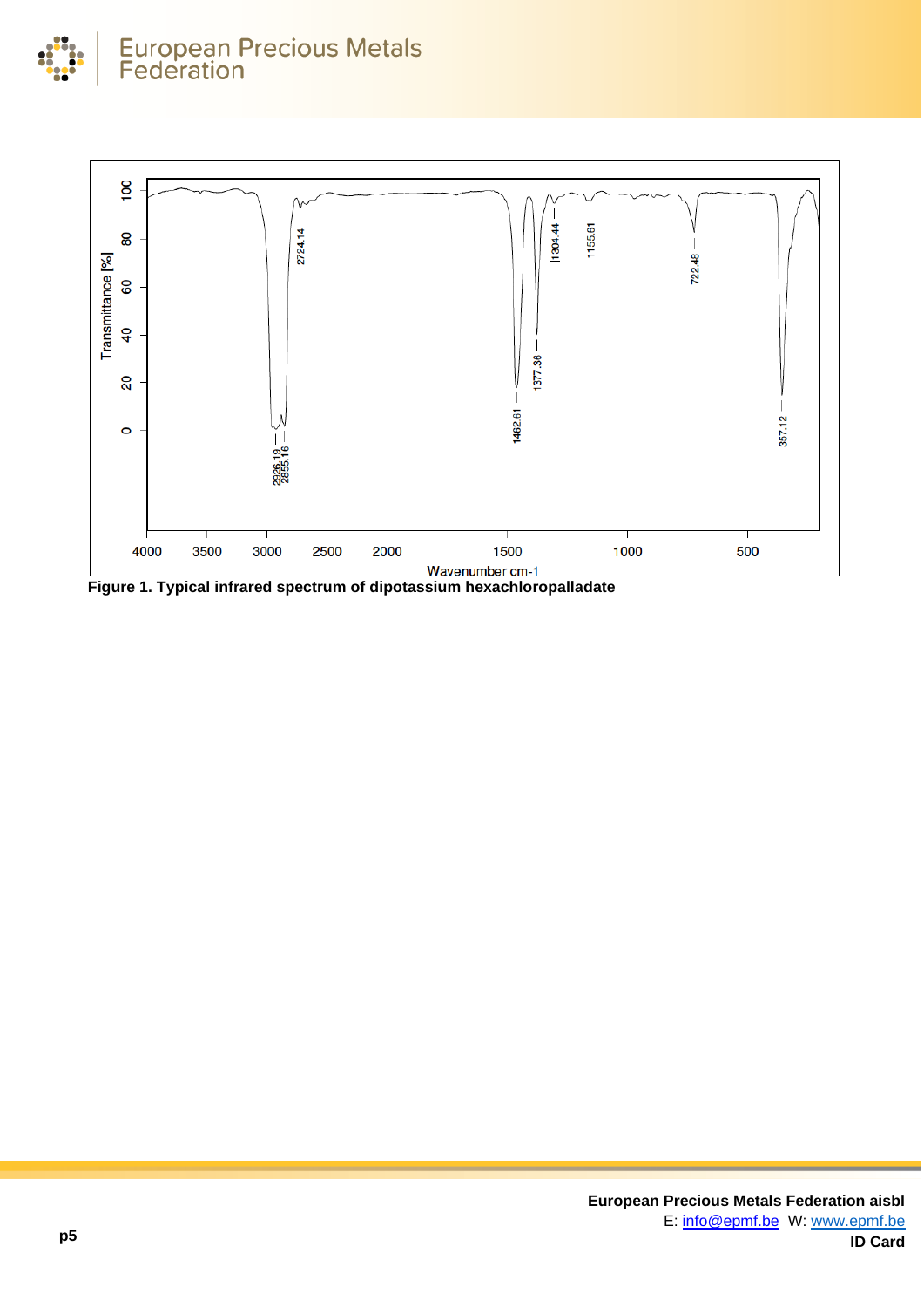Transmittance [%]

100
80
60
40
20
0

2926.19
2855.16
2724.14
1462.61
1377.36
1304.44
1155.61
722.48
357.12

4000
3500
3000
2500
2000
1500
1000
500

Wavenumber cm-1

**Figure 1. Typical infrared spectrum of dipotassium hexachloropalladate**